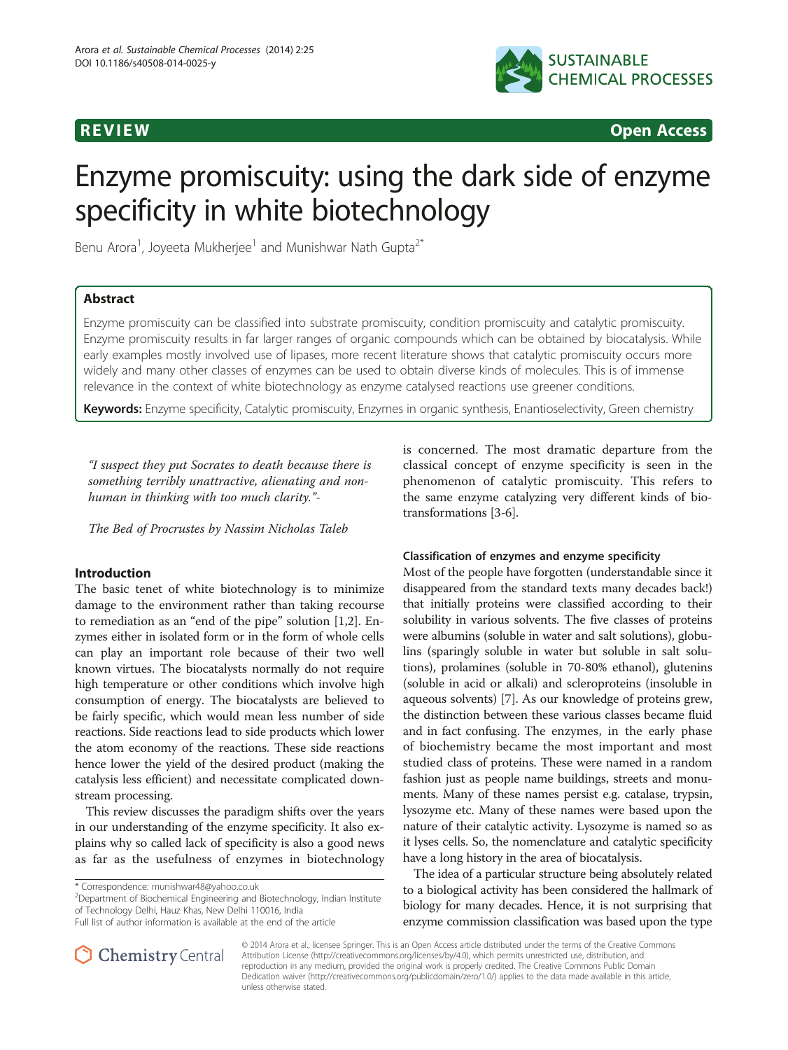REVIEW Open Access

# Enzyme promiscuity: using the dark side of enzyme specificity in white biotechnology

Benu Arora[1], Joyeeta Mukherjee[1] and Munishwar Nath Gupta[2*]

## Abstract

Enzyme promiscuity can be classified into substrate promiscuity, condition promiscuity and catalytic promiscuity. Enzyme promiscuity results in far larger ranges of organic compounds which can be obtained by biocatalysis. While early examples mostly involved use of lipases, more recent literature shows that catalytic promiscuity occurs more widely and many other classes of enzymes can be used to obtain diverse kinds of molecules. This is of immense relevance in the context of white biotechnology as enzyme catalysed reactions use greener conditions.

**Keywords:** Enzyme specificity, Catalytic promiscuity, Enzymes in organic synthesis, Enantioselectivity, Green chemistry

*"I suspect they put Socrates to death because there is something terribly unattractive, alienating and non-human in thinking with too much clarity."-*

*The Bed of Procrustes by Nassim Nicholas Taleb*

## Introduction

The basic tenet of white biotechnology is to minimize damage to the environment rather than taking recourse to remediation as an "end of the pipe" solution [1,2]. Enzymes either in isolated form or in the form of whole cells can play an important role because of their two well known virtues. The biocatalysts normally do not require high temperature or other conditions which involve high consumption of energy. The biocatalysts are believed to be fairly specific, which would mean less number of side reactions. Side reactions lead to side products which lower the atom economy of the reactions. These side reactions hence lower the yield of the desired product (making the catalysis less efficient) and necessitate complicated downstream processing.

This review discusses the paradigm shifts over the years in our understanding of the enzyme specificity. It also explains why so called lack of specificity is also a good news as far as the usefulness of enzymes in biotechnology is concerned. The most dramatic departure from the classical concept of enzyme specificity is seen in the phenomenon of catalytic promiscuity. This refers to the same enzyme catalyzing very different kinds of biotransformations [3-6].

### Classification of enzymes and enzyme specificity

Most of the people have forgotten (understandable since it disappeared from the standard texts many decades back!) that initially proteins were classified according to their solubility in various solvents. The five classes of proteins were albumins (soluble in water and salt solutions), globulins (sparingly soluble in water but soluble in salt solutions), prolamines (soluble in 70-80% ethanol), glutenins (soluble in acid or alkali) and scleroproteins (insoluble in aqueous solvents) [7]. As our knowledge of proteins grew, the distinction between these various classes became fluid and in fact confusing. The enzymes, in the early phase of biochemistry became the most important and most studied class of proteins. These were named in a random fashion just as people name buildings, streets and monuments. Many of these names persist e.g. catalase, trypsin, lysozyme etc. Many of these names were based upon the nature of their catalytic activity. Lysozyme is named so as it lyses cells. So, the nomenclature and catalytic specificity have a long history in the area of biocatalysis.

The idea of a particular structure being absolutely related to a biological activity has been considered the hallmark of biology for many decades. Hence, it is not surprising that enzyme commission classification was based upon the type

\* Correspondence: munishwar48@yahoo.co.uk
[2]Department of Biochemical Engineering and Biotechnology, Indian Institute of Technology Delhi, Hauz Khas, New Delhi 110016, India
Full list of author information is available at the end of the article

© 2014 Arora et al.; licensee Springer. This is an Open Access article distributed under the terms of the Creative Commons Attribution License (http://creativecommons.org/licenses/by/4.0), which permits unrestricted use, distribution, and reproduction in any medium, provided the original work is properly credited. The Creative Commons Public Domain Dedication waiver (http://creativecommons.org/publicdomain/zero/1.0/) applies to the data made available in this article, unless otherwise stated.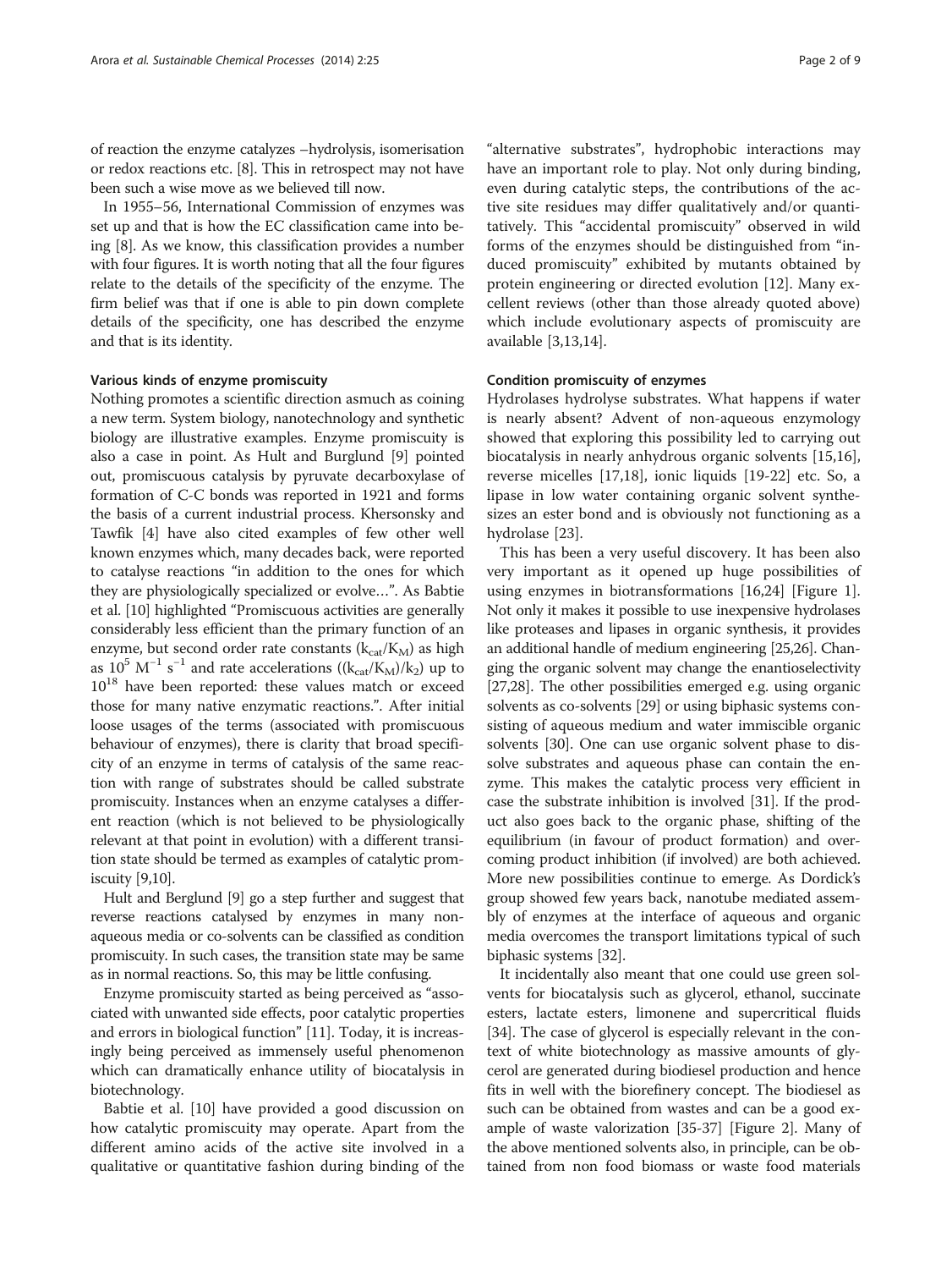of reaction the enzyme catalyzes –hydrolysis, isomerisation or redox reactions etc. [8]. This in retrospect may not have been such a wise move as we believed till now.

In 1955–56, International Commission of enzymes was set up and that is how the EC classification came into being [8]. As we know, this classification provides a number with four figures. It is worth noting that all the four figures relate to the details of the specificity of the enzyme. The firm belief was that if one is able to pin down complete details of the specificity, one has described the enzyme and that is its identity.

#### Various kinds of enzyme promiscuity

Nothing promotes a scientific direction asmuch as coining a new term. System biology, nanotechnology and synthetic biology are illustrative examples. Enzyme promiscuity is also a case in point. As Hult and Burglund [9] pointed out, promiscuous catalysis by pyruvate decarboxylase of formation of C-C bonds was reported in 1921 and forms the basis of a current industrial process. Khersonsky and Tawfik [4] have also cited examples of few other well known enzymes which, many decades back, were reported to catalyse reactions "in addition to the ones for which they are physiologically specialized or evolve…". As Babtie et al. [10] highlighted "Promiscuous activities are generally considerably less efficient than the primary function of an enzyme, but second order rate constants ($k_{cat}/K_M$) as high as $10^5$ $M^{-1}$ $s^{-1}$ and rate accelerations ($(k_{cat}/K_M)/k_2$) up to $10^{18}$ have been reported: these values match or exceed those for many native enzymatic reactions.". After initial loose usages of the terms (associated with promiscuous behaviour of enzymes), there is clarity that broad specificity of an enzyme in terms of catalysis of the same reaction with range of substrates should be called substrate promiscuity. Instances when an enzyme catalyses a different reaction (which is not believed to be physiologically relevant at that point in evolution) with a different transition state should be termed as examples of catalytic promiscuity [9,10].

Hult and Berglund [9] go a step further and suggest that reverse reactions catalysed by enzymes in many non-aqueous media or co-solvents can be classified as condition promiscuity. In such cases, the transition state may be same as in normal reactions. So, this may be little confusing.

Enzyme promiscuity started as being perceived as "associated with unwanted side effects, poor catalytic properties and errors in biological function" [11]. Today, it is increasingly being perceived as immensely useful phenomenon which can dramatically enhance utility of biocatalysis in biotechnology.

Babtie et al. [10] have provided a good discussion on how catalytic promiscuity may operate. Apart from the different amino acids of the active site involved in a qualitative or quantitative fashion during binding of the "alternative substrates", hydrophobic interactions may have an important role to play. Not only during binding, even during catalytic steps, the contributions of the active site residues may differ qualitatively and/or quantitatively. This "accidental promiscuity" observed in wild forms of the enzymes should be distinguished from "induced promiscuity" exhibited by mutants obtained by protein engineering or directed evolution [12]. Many excellent reviews (other than those already quoted above) which include evolutionary aspects of promiscuity are available [3,13,14].

#### Condition promiscuity of enzymes

Hydrolases hydrolyse substrates. What happens if water is nearly absent? Advent of non-aqueous enzymology showed that exploring this possibility led to carrying out biocatalysis in nearly anhydrous organic solvents [15,16], reverse micelles [17,18], ionic liquids [19-22] etc. So, a lipase in low water containing organic solvent synthesizes an ester bond and is obviously not functioning as a hydrolase [23].

This has been a very useful discovery. It has been also very important as it opened up huge possibilities of using enzymes in biotransformations [16,24] [Figure 1]. Not only it makes it possible to use inexpensive hydrolases like proteases and lipases in organic synthesis, it provides an additional handle of medium engineering [25,26]. Changing the organic solvent may change the enantioselectivity [27,28]. The other possibilities emerged e.g. using organic solvents as co-solvents [29] or using biphasic systems consisting of aqueous medium and water immiscible organic solvents [30]. One can use organic solvent phase to dissolve substrates and aqueous phase can contain the enzyme. This makes the catalytic process very efficient in case the substrate inhibition is involved [31]. If the product also goes back to the organic phase, shifting of the equilibrium (in favour of product formation) and overcoming product inhibition (if involved) are both achieved. More new possibilities continue to emerge. As Dordick's group showed few years back, nanotube mediated assembly of enzymes at the interface of aqueous and organic media overcomes the transport limitations typical of such biphasic systems [32].

It incidentally also meant that one could use green solvents for biocatalysis such as glycerol, ethanol, succinate esters, lactate esters, limonene and supercritical fluids [34]. The case of glycerol is especially relevant in the context of white biotechnology as massive amounts of glycerol are generated during biodiesel production and hence fits in well with the biorefinery concept. The biodiesel as such can be obtained from wastes and can be a good example of waste valorization [35-37] [Figure 2]. Many of the above mentioned solvents also, in principle, can be obtained from non food biomass or waste food materials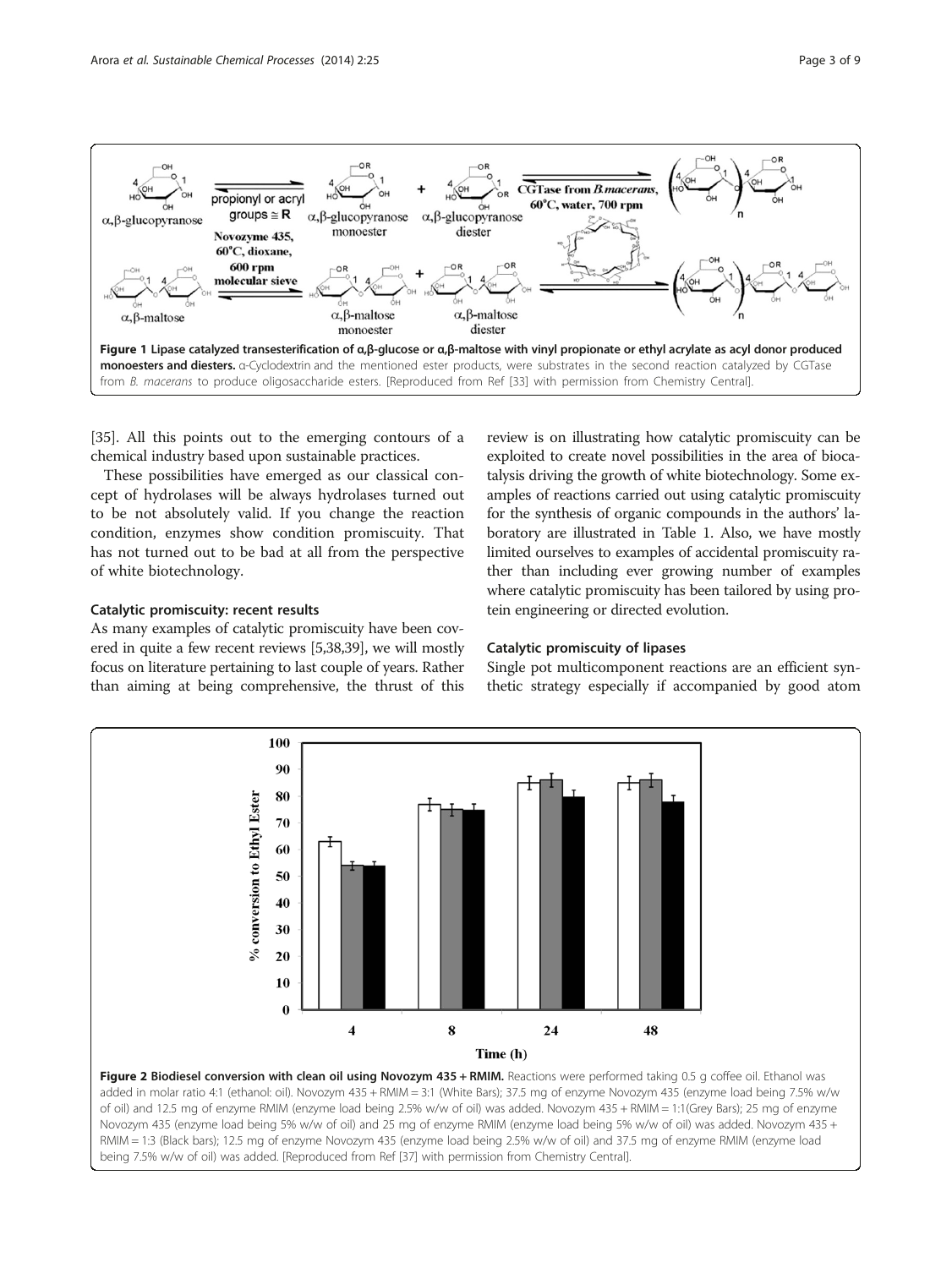**Figure 1 Lipase catalyzed transesterification of α,β-glucose or α,β-maltose with vinyl propionate or ethyl acrylate as acyl donor produced monoesters and diesters.** α-Cyclodextrin and the mentioned ester products, were substrates in the second reaction catalyzed by CGTase from *B. macerans* to produce oligosaccharide esters. [Reproduced from Ref [33] with permission from Chemistry Central].

[35]. All this points out to the emerging contours of a chemical industry based upon sustainable practices.

These possibilities have emerged as our classical concept of hydrolases will be always hydrolases turned out to be not absolutely valid. If you change the reaction condition, enzymes show condition promiscuity. That has not turned out to be bad at all from the perspective of white biotechnology.

### Catalytic promiscuity: recent results

As many examples of catalytic promiscuity have been covered in quite a few recent reviews [5,38,39], we will mostly focus on literature pertaining to last couple of years. Rather than aiming at being comprehensive, the thrust of this review is on illustrating how catalytic promiscuity can be exploited to create novel possibilities in the area of biocatalysis driving the growth of white biotechnology. Some examples of reactions carried out using catalytic promiscuity for the synthesis of organic compounds in the authors' laboratory are illustrated in Table 1. Also, we have mostly limited ourselves to examples of accidental promiscuity rather than including ever growing number of examples where catalytic promiscuity has been tailored by using protein engineering or directed evolution.

### Catalytic promiscuity of lipases

Single pot multicomponent reactions are an efficient synthetic strategy especially if accompanied by good atom

**Figure 2 Biodiesel conversion with clean oil using Novozym 435 + RMIM.** Reactions were performed taking 0.5 g coffee oil. Ethanol was added in molar ratio 4:1 (ethanol: oil). Novozym 435 + RMIM = 3:1 (White Bars); 37.5 mg of enzyme Novozym 435 (enzyme load being 7.5% w/w of oil) and 12.5 mg of enzyme RMIM (enzyme load being 2.5% w/w of oil) was added. Novozym 435 + RMIM = 1:1(Grey Bars); 25 mg of enzyme Novozym 435 (enzyme load being 5% w/w of oil) and 25 mg of enzyme RMIM (enzyme load being 5% w/w of oil) was added. Novozym 435 + RMIM = 1:3 (Black bars); 12.5 mg of enzyme Novozym 435 (enzyme load being 2.5% w/w of oil) and 37.5 mg of enzyme RMIM (enzyme load being 7.5% w/w of oil) was added. [Reproduced from Ref [37] with permission from Chemistry Central].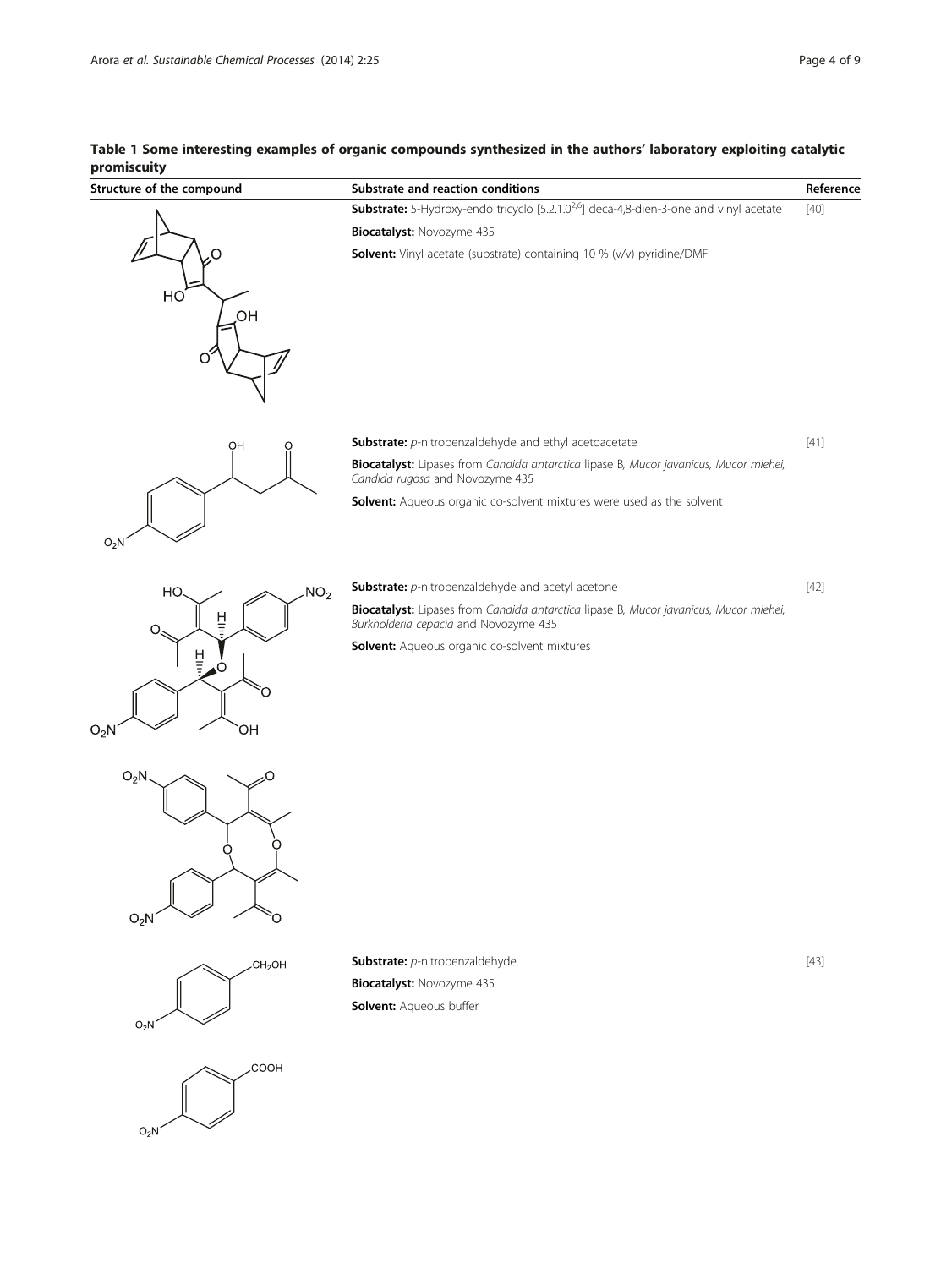**Table 1 Some interesting examples of organic compounds synthesized in the authors' laboratory exploiting catalytic promiscuity**

| Structure of the compound | Substrate and reaction conditions | Reference |
|---|---|---|
| | **Substrate:** 5-Hydroxy-endo tricyclo [5.2.1.0[2,6]] deca-4,8-dien-3-one and vinyl acetate<br>**Biocatalyst:** Novozyme 435<br>**Solvent:** Vinyl acetate (substrate) containing 10 % (v/v) pyridine/DMF | [40] |
| | **Substrate:** *p*-nitrobenzaldehyde and ethyl acetoacetate<br>**Biocatalyst:** Lipases from *Candida antarctica* lipase B, *Mucor javanicus, Mucor miehei, Candida rugosa* and Novozyme 435<br>**Solvent:** Aqueous organic co-solvent mixtures were used as the solvent | [41] |
| | **Substrate:** *p*-nitrobenzaldehyde and acetyl acetone<br>**Biocatalyst:** Lipases from *Candida antarctica* lipase B, *Mucor javanicus, Mucor miehei, Burkholderia cepacia* and Novozyme 435<br>**Solvent:** Aqueous organic co-solvent mixtures | [42] |
| | | |
| | **Substrate:** *p*-nitrobenzaldehyde<br>**Biocatalyst:** Novozyme 435<br>**Solvent:** Aqueous buffer | [43] |
| | | |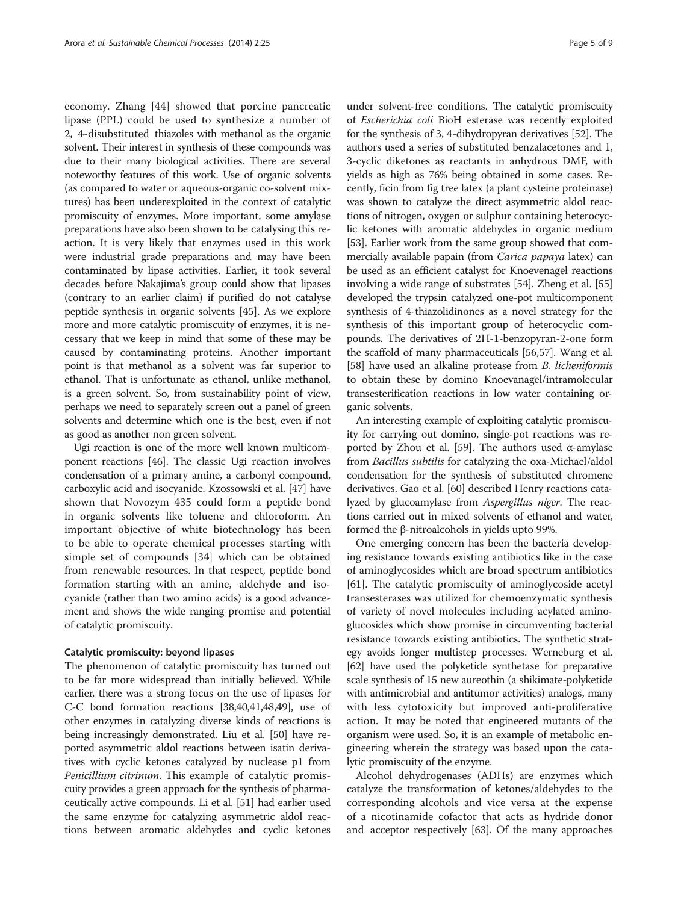economy. Zhang [44] showed that porcine pancreatic lipase (PPL) could be used to synthesize a number of 2, 4-disubstituted thiazoles with methanol as the organic solvent. Their interest in synthesis of these compounds was due to their many biological activities. There are several noteworthy features of this work. Use of organic solvents (as compared to water or aqueous-organic co-solvent mixtures) has been underexploited in the context of catalytic promiscuity of enzymes. More important, some amylase preparations have also been shown to be catalysing this reaction. It is very likely that enzymes used in this work were industrial grade preparations and may have been contaminated by lipase activities. Earlier, it took several decades before Nakajima's group could show that lipases (contrary to an earlier claim) if purified do not catalyse peptide synthesis in organic solvents [45]. As we explore more and more catalytic promiscuity of enzymes, it is necessary that we keep in mind that some of these may be caused by contaminating proteins. Another important point is that methanol as a solvent was far superior to ethanol. That is unfortunate as ethanol, unlike methanol, is a green solvent. So, from sustainability point of view, perhaps we need to separately screen out a panel of green solvents and determine which one is the best, even if not as good as another non green solvent.

Ugi reaction is one of the more well known multicomponent reactions [46]. The classic Ugi reaction involves condensation of a primary amine, a carbonyl compound, carboxylic acid and isocyanide. Kzossowski et al. [47] have shown that Novozym 435 could form a peptide bond in organic solvents like toluene and chloroform. An important objective of white biotechnology has been to be able to operate chemical processes starting with simple set of compounds [34] which can be obtained from renewable resources. In that respect, peptide bond formation starting with an amine, aldehyde and isocyanide (rather than two amino acids) is a good advancement and shows the wide ranging promise and potential of catalytic promiscuity.

### Catalytic promiscuity: beyond lipases

The phenomenon of catalytic promiscuity has turned out to be far more widespread than initially believed. While earlier, there was a strong focus on the use of lipases for C-C bond formation reactions [38,40,41,48,49], use of other enzymes in catalyzing diverse kinds of reactions is being increasingly demonstrated. Liu et al. [50] have reported asymmetric aldol reactions between isatin derivatives with cyclic ketones catalyzed by nuclease p1 from *Penicillium citrinum*. This example of catalytic promiscuity provides a green approach for the synthesis of pharmaceutically active compounds. Li et al. [51] had earlier used the same enzyme for catalyzing asymmetric aldol reactions between aromatic aldehydes and cyclic ketones under solvent-free conditions. The catalytic promiscuity of *Escherichia coli* BioH esterase was recently exploited for the synthesis of 3, 4-dihydropyran derivatives [52]. The authors used a series of substituted benzalacetones and 1, 3-cyclic diketones as reactants in anhydrous DMF, with yields as high as 76% being obtained in some cases. Recently, ficin from fig tree latex (a plant cysteine proteinase) was shown to catalyze the direct asymmetric aldol reactions of nitrogen, oxygen or sulphur containing heterocyclic ketones with aromatic aldehydes in organic medium [53]. Earlier work from the same group showed that commercially available papain (from *Carica papaya* latex) can be used as an efficient catalyst for Knoevenagel reactions involving a wide range of substrates [54]. Zheng et al. [55] developed the trypsin catalyzed one-pot multicomponent synthesis of 4-thiazolidinones as a novel strategy for the synthesis of this important group of heterocyclic compounds. The derivatives of 2H-1-benzopyran-2-one form the scaffold of many pharmaceuticals [56,57]. Wang et al. [58] have used an alkaline protease from *B. licheniformis* to obtain these by domino Knoevanagel/intramolecular transesterification reactions in low water containing organic solvents.

An interesting example of exploiting catalytic promiscuity for carrying out domino, single-pot reactions was reported by Zhou et al. [59]. The authors used α-amylase from *Bacillus subtilis* for catalyzing the oxa-Michael/aldol condensation for the synthesis of substituted chromene derivatives. Gao et al. [60] described Henry reactions catalyzed by glucoamylase from *Aspergillus niger*. The reactions carried out in mixed solvents of ethanol and water, formed the β-nitroalcohols in yields upto 99%.

One emerging concern has been the bacteria developing resistance towards existing antibiotics like in the case of aminoglycosides which are broad spectrum antibiotics [61]. The catalytic promiscuity of aminoglycoside acetyl transesterases was utilized for chemoenzymatic synthesis of variety of novel molecules including acylated aminoglucosides which show promise in circumventing bacterial resistance towards existing antibiotics. The synthetic strategy avoids longer multistep processes. Werneburg et al. [62] have used the polyketide synthetase for preparative scale synthesis of 15 new aureothin (a shikimate-polyketide with antimicrobial and antitumor activities) analogs, many with less cytotoxicity but improved anti-proliferative action. It may be noted that engineered mutants of the organism were used. So, it is an example of metabolic engineering wherein the strategy was based upon the catalytic promiscuity of the enzyme.

Alcohol dehydrogenases (ADHs) are enzymes which catalyze the transformation of ketones/aldehydes to the corresponding alcohols and vice versa at the expense of a nicotinamide cofactor that acts as hydride donor and acceptor respectively [63]. Of the many approaches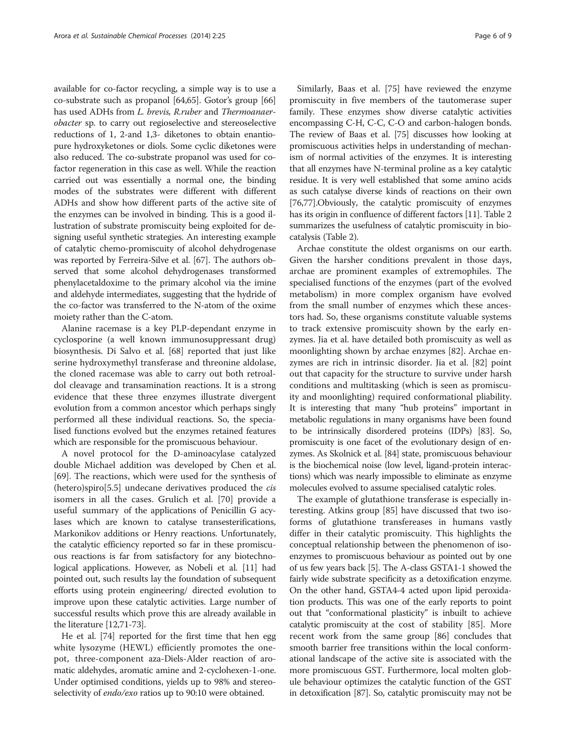available for co-factor recycling, a simple way is to use a co-substrate such as propanol [64,65]. Gotor's group [66] has used ADHs from *L. brevis, R.ruber* and *Thermoanaerobacter* sp. to carry out regioselective and stereoselective reductions of 1, 2-and 1,3- diketones to obtain enantiopure hydroxyketones or diols. Some cyclic diketones were also reduced. The co-substrate propanol was used for co-factor regeneration in this case as well. While the reaction carried out was essentially a normal one, the binding modes of the substrates were different with different ADHs and show how different parts of the active site of the enzymes can be involved in binding. This is a good illustration of substrate promiscuity being exploited for designing useful synthetic strategies. An interesting example of catalytic chemo-promiscuity of alcohol dehydrogenase was reported by Ferreira-Silve et al. [67]. The authors observed that some alcohol dehydrogenases transformed phenylacetaldoxime to the primary alcohol via the imine and aldehyde intermediates, suggesting that the hydride of the co-factor was transferred to the N-atom of the oxime moiety rather than the C-atom.

Alanine racemase is a key PLP-dependant enzyme in cyclosporine (a well known immunosuppressant drug) biosynthesis. Di Salvo et al. [68] reported that just like serine hydroxymethyl transferase and threonine aldolase, the cloned racemase was able to carry out both retroaldol cleavage and transamination reactions. It is a strong evidence that these three enzymes illustrate divergent evolution from a common ancestor which perhaps singly performed all these individual reactions. So, the specialised functions evolved but the enzymes retained features which are responsible for the promiscuous behaviour.

A novel protocol for the D-aminoacylase catalyzed double Michael addition was developed by Chen et al. [69]. The reactions, which were used for the synthesis of (hetero)spiro[5.5] undecane derivatives produced the *cis* isomers in all the cases. Grulich et al. [70] provide a useful summary of the applications of Penicillin G acylases which are known to catalyse transesterifications, Markonikov additions or Henry reactions. Unfortunately, the catalytic efficiency reported so far in these promiscuous reactions is far from satisfactory for any biotechnological applications. However, as Nobeli et al. [11] had pointed out, such results lay the foundation of subsequent efforts using protein engineering/ directed evolution to improve upon these catalytic activities. Large number of successful results which prove this are already available in the literature [12,71-73].

He et al. [74] reported for the first time that hen egg white lysozyme (HEWL) efficiently promotes the one-pot, three-component aza-Diels-Alder reaction of aromatic aldehydes, aromatic amine and 2-cyclohexen-1-one. Under optimised conditions, yields up to 98% and stereoselectivity of *endo/exo* ratios up to 90:10 were obtained.

Similarly, Baas et al. [75] have reviewed the enzyme promiscuity in five members of the tautomerase super family. These enzymes show diverse catalytic activities encompassing C-H, C-C, C-O and carbon-halogen bonds. The review of Baas et al. [75] discusses how looking at promiscuous activities helps in understanding of mechanism of normal activities of the enzymes. It is interesting that all enzymes have N-terminal proline as a key catalytic residue. It is very well established that some amino acids as such catalyse diverse kinds of reactions on their own [76,77].Obviously, the catalytic promiscuity of enzymes has its origin in confluence of different factors [11]. Table 2 summarizes the usefulness of catalytic promiscuity in biocatalysis (Table 2).

Archae constitute the oldest organisms on our earth. Given the harsher conditions prevalent in those days, archae are prominent examples of extremophiles. The specialised functions of the enzymes (part of the evolved metabolism) in more complex organism have evolved from the small number of enzymes which these ancestors had. So, these organisms constitute valuable systems to track extensive promiscuity shown by the early enzymes. Jia et al. have detailed both promiscuity as well as moonlighting shown by archae enzymes [82]. Archae enzymes are rich in intrinsic disorder. Jia et al. [82] point out that capacity for the structure to survive under harsh conditions and multitasking (which is seen as promiscuity and moonlighting) required conformational pliability. It is interesting that many "hub proteins" important in metabolic regulations in many organisms have been found to be intrinsically disordered proteins (IDPs) [83]. So, promiscuity is one facet of the evolutionary design of enzymes. As Skolnick et al. [84] state, promiscuous behaviour is the biochemical noise (low level, ligand-protein interactions) which was nearly impossible to eliminate as enzyme molecules evolved to assume specialised catalytic roles.

The example of glutathione transferase is especially interesting. Atkins group [85] have discussed that two isoforms of glutathione transfereases in humans vastly differ in their catalytic promiscuity. This highlights the conceptual relationship between the phenomenon of isoenzymes to promiscuous behaviour as pointed out by one of us few years back [5]. The A-class GSTA1-1 showed the fairly wide substrate specificity as a detoxification enzyme. On the other hand, GSTA4-4 acted upon lipid peroxidation products. This was one of the early reports to point out that "conformational plasticity" is inbuilt to achieve catalytic promiscuity at the cost of stability [85]. More recent work from the same group [86] concludes that smooth barrier free transitions within the local conformational landscape of the active site is associated with the more promiscuous GST. Furthermore, local molten globule behaviour optimizes the catalytic function of the GST in detoxification [87]. So, catalytic promiscuity may not be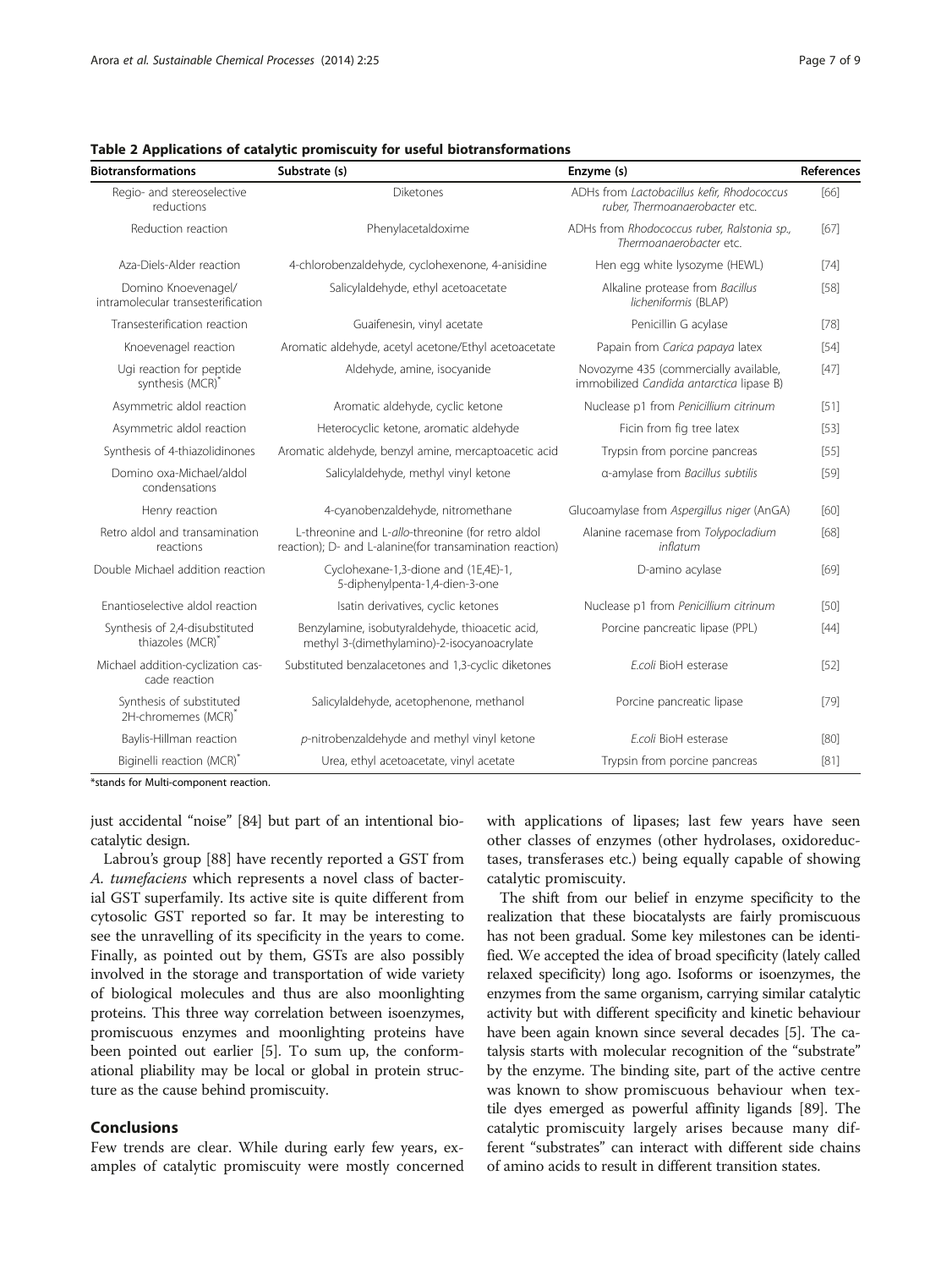**Table 2 Applications of catalytic promiscuity for useful biotransformations**

| Biotransformations | Substrate (s) | Enzyme (s) | References |
| --- | --- | --- | --- |
| Regio- and stereoselective reductions | Diketones | ADHs from *Lactobacillus kefir, Rhodococcus ruber, Thermoanaerobacter* etc. | [66] |
| Reduction reaction | Phenylacetaldoxime | ADHs from *Rhodococcus ruber, Ralstonia sp., Thermoanaerobacter* etc. | [67] |
| Aza-Diels-Alder reaction | 4-chlorobenzaldehyde, cyclohexenone, 4-anisidine | Hen egg white lysozyme (HEWL) | [74] |
| Domino Knoevenagel/ intramolecular transesterification | Salicylaldehyde, ethyl acetoacetate | Alkaline protease from *Bacillus licheniformis* (BLAP) | [58] |
| Transesterification reaction | Guaifenesin, vinyl acetate | Penicillin G acylase | [78] |
| Knoevenagel reaction | Aromatic aldehyde, acetyl acetone/Ethyl acetoacetate | Papain from *Carica papaya* latex | [54] |
| Ugi reaction for peptide synthesis (MCR)* | Aldehyde, amine, isocyanide | Novozyme 435 (commercially available, immobilized *Candida antarctica* lipase B) | [47] |
| Asymmetric aldol reaction | Aromatic aldehyde, cyclic ketone | Nuclease p1 from *Penicillium citrinum* | [51] |
| Asymmetric aldol reaction | Heterocyclic ketone, aromatic aldehyde | Ficin from fig tree latex | [53] |
| Synthesis of 4-thiazolidinones | Aromatic aldehyde, benzyl amine, mercaptoacetic acid | Trypsin from porcine pancreas | [55] |
| Domino oxa-Michael/aldol condensations | Salicylaldehyde, methyl vinyl ketone | α-amylase from *Bacillus subtilis* | [59] |
| Henry reaction | 4-cyanobenzaldehyde, nitromethane | Glucoamylase from *Aspergillus niger* (AnGA) | [60] |
| Retro aldol and transamination reactions | L-threonine and L-*allo*-threonine (for retro aldol reaction); D- and L-alanine(for transamination reaction) | Alanine racemase from *Tolypocladium inflatum* | [68] |
| Double Michael addition reaction | Cyclohexane-1,3-dione and (1E,4E)-1, 5-diphenylpenta-1,4-dien-3-one | D-amino acylase | [69] |
| Enantioselective aldol reaction | Isatin derivatives, cyclic ketones | Nuclease p1 from *Penicillium citrinum* | [50] |
| Synthesis of 2,4-disubstituted thiazoles (MCR)* | Benzylamine, isobutyraldehyde, thioacetic acid, methyl 3-(dimethylamino)-2-isocyanoacrylate | Porcine pancreatic lipase (PPL) | [44] |
| Michael addition-cyclization cascade reaction | Substituted benzalacetones and 1,3-cyclic diketones | *E.coli* BioH esterase | [52] |
| Synthesis of substituted 2H-chromemes (MCR)* | Salicylaldehyde, acetophenone, methanol | Porcine pancreatic lipase | [79] |
| Baylis-Hillman reaction | *p*-nitrobenzaldehyde and methyl vinyl ketone | *E.coli* BioH esterase | [80] |
| Biginelli reaction (MCR)* | Urea, ethyl acetoacetate, vinyl acetate | Trypsin from porcine pancreas | [81] |

*stands for Multi-component reaction.

just accidental "noise" [84] but part of an intentional biocatalytic design.

Labrou's group [88] have recently reported a GST from *A. tumefaciens* which represents a novel class of bacterial GST superfamily. Its active site is quite different from cytosolic GST reported so far. It may be interesting to see the unravelling of its specificity in the years to come. Finally, as pointed out by them, GSTs are also possibly involved in the storage and transportation of wide variety of biological molecules and thus are also moonlighting proteins. This three way correlation between isoenzymes, promiscuous enzymes and moonlighting proteins have been pointed out earlier [5]. To sum up, the conformational pliability may be local or global in protein structure as the cause behind promiscuity.

## Conclusions

Few trends are clear. While during early few years, examples of catalytic promiscuity were mostly concerned with applications of lipases; last few years have seen other classes of enzymes (other hydrolases, oxidoreductases, transferases etc.) being equally capable of showing catalytic promiscuity.

The shift from our belief in enzyme specificity to the realization that these biocatalysts are fairly promiscuous has not been gradual. Some key milestones can be identified. We accepted the idea of broad specificity (lately called relaxed specificity) long ago. Isoforms or isoenzymes, the enzymes from the same organism, carrying similar catalytic activity but with different specificity and kinetic behaviour have been again known since several decades [5]. The catalysis starts with molecular recognition of the "substrate" by the enzyme. The binding site, part of the active centre was known to show promiscuous behaviour when textile dyes emerged as powerful affinity ligands [89]. The catalytic promiscuity largely arises because many different "substrates" can interact with different side chains of amino acids to result in different transition states.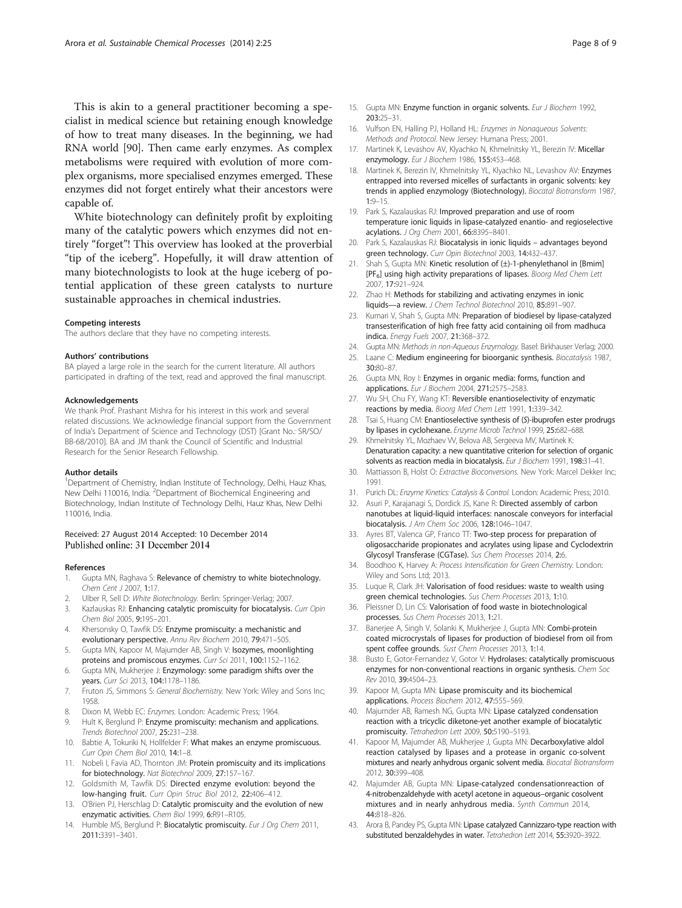This is akin to a general practitioner becoming a specialist in medical science but retaining enough knowledge of how to treat many diseases. In the beginning, we had RNA world [90]. Then came early enzymes. As complex metabolisms were required with evolution of more complex organisms, more specialised enzymes emerged. These enzymes did not forget entirely what their ancestors were capable of.

White biotechnology can definitely profit by exploiting many of the catalytic powers which enzymes did not entirely "forget"! This overview has looked at the proverbial "tip of the iceberg". Hopefully, it will draw attention of many biotechnologists to look at the huge iceberg of potential application of these green catalysts to nurture sustainable approaches in chemical industries.

#### Competing interests
The authors declare that they have no competing interests.

#### Authors' contributions
BA played a large role in the search for the current literature. All authors participated in drafting of the text, read and approved the final manuscript.

#### Acknowledgements
We thank Prof. Prashant Mishra for his interest in this work and several related discussions. We acknowledge financial support from the Government of India's Department of Science and Technology (DST) [Grant No.: SR/SO/BB-68/2010]. BA and JM thank the Council of Scientific and Industrial Research for the Senior Research Fellowship.

#### Author details
[1]Department of Chemistry, Indian Institute of Technology, Delhi, Hauz Khas, New Delhi 110016, India. [2]Department of Biochemical Engineering and Biotechnology, Indian Institute of Technology Delhi, Hauz Khas, New Delhi 110016, India.

Received: 27 August 2014 Accepted: 10 December 2014
Published online: 31 December 2014

#### References
1. Gupta MN, Raghava S: **Relevance of chemistry to white biotechnology.** *Chem Cent J* 2007, **1:**17.
2. Ulber R, Sell D: *White Biotechnology.* Berlin: Springer-Verlag; 2007.
3. Kazlauskas RJ: **Enhancing catalytic promiscuity for biocatalysis.** *Curr Opin Chem Biol* 2005, **9:**195–201.
4. Khersonsky O, Tawfik DS: **Enzyme promiscuity: a mechanistic and evolutionary perspective.** *Annu Rev Biochem* 2010, **79:**471–505.
5. Gupta MN, Kapoor M, Majumder AB, Singh V: **Isozymes, moonlighting proteins and promiscous enzymes.** *Curr Sci* 2011, **100:**1152–1162.
6. Gupta MN, Mukherjee J: **Enzymology: some paradigm shifts over the years.** *Curr Sci* 2013, **104:**1178–1186.
7. Fruton JS, Simmons S: *General Biochemistry.* New York: Wiley and Sons Inc; 1958.
8. Dixon M, Webb EC: *Enzymes.* London: Academic Press; 1964.
9. Hult K, Berglund P: **Enzyme promiscuity: mechanism and applications.** *Trends Biotechnol* 2007, **25:**231–238.
10. Babtie A, Tokuriki N, Hollfelder F: **What makes an enzyme promiscuous.** *Curr Opin Chem Biol* 2010, **14:**1–8.
11. Nobeli I, Favia AD, Thornton JM: **Protein promiscuity and its implications for biotechnology.** *Nat Biotechnol* 2009, **27:**157–167.
12. Goldsmith M, Tawfik DS: **Directed enzyme evolution: beyond the low-hanging fruit.** *Curr Opin Struc Biol* 2012, **22:**406–412.
13. O'Brien PJ, Herschlag D: **Catalytic promiscuity and the evolution of new enzymatic activities.** *Chem Biol* 1999, **6:**R91–R105.
14. Humble MS, Berglund P: **Biocatalytic promiscuity.** *Eur J Org Chem* 2011, **2011:**3391–3401.
15. Gupta MN: **Enzyme function in organic solvents.** *Eur J Biochem* 1992, **203:**25–31.
16. Vulfson EN, Halling PJ, Holland HL: *Enzymes in Nonaqueous Solvents: Methods and Protocol.* New Jersey: Humana Press; 2001.
17. Martinek K, Levashov AV, Klyachko N, Khmelnitsky YL, Berezin IV: **Micellar enzymology.** *Eur J Biochem* 1986, **155:**453–468.
18. Martinek K, Berezin IV, Khmelnitsky YL, Klyachko NL, Levashov AV: **Enzymes entrapped into reversed micelles of surfactants in organic solvents: key trends in applied enzymology (Biotechnology).** *Biocatal Biotransform* 1987, **1:**9–15.
19. Park S, Kazalauskas RJ: **Improved preparation and use of room temperature ionic liquids in lipase-catalyzed enantio- and regioselective acylations.** *J Org Chem* 2001, **66:**8395–8401.
20. Park S, Kazalauskas RJ: **Biocatalysis in ionic liquids – advantages beyond green technology.** *Curr Opin Biotechnol* 2003, **14:**432–437.
21. Shah S, Gupta MN: **Kinetic resolution of (±)-1-phenylethanol in [Bmim][$PF_6$] using high activity preparations of lipases.** *Bioorg Med Chem Lett* 2007, **17:**921–924.
22. Zhao H: **Methods for stabilizing and activating enzymes in ionic liquids—a review.** *J Chem Technol Biotechnol* 2010, **85:**891–907.
23. Kumari V, Shah S, Gupta MN: **Preparation of biodiesel by lipase-catalyzed transesterification of high free fatty acid containing oil from madhuca indica.** *Energy Fuels* 2007, **21:**368–372.
24. Gupta MN: *Methods in non-Aqueous Enzymology.* Basel: Birkhauser Verlag; 2000.
25. Laane C: **Medium engineering for bioorganic synthesis.** *Biocatalysis* 1987, **30:**80–87.
26. Gupta MN, Roy I: **Enzymes in organic media: forms, function and applications.** *Eur J Biochem* 2004, **271:**2575–2583.
27. Wu SH, Chu FY, Wang KT: **Reversible enantioselectivity of enzymatic reactions by media.** *Bioorg Med Chem Lett* 1991, **1:**339–342.
28. Tsai S, Huang CM: **Enantioselective synthesis of (*S*)-ibuprofen ester prodrugs by lipases in cyclohexane.** *Enzyme Microb Technol* 1999, **25:**682–688.
29. Khmelnitsky YL, Mozhaev VV, Belova AB, Sergeeva MV, Martinek K: **Denaturation capacity: a new quantitative criterion for selection of organic solvents as reaction media in biocatalysis.** *Eur J Biochem* 1991, **198:**31–41.
30. Mattiasson B, Holst O: *Extractive Bioconversions.* New York: Marcel Dekker Inc; 1991.
31. Purich DL: *Enzyme Kinetics: Catalysis & Control.* London: Academic Press; 2010.
32. Asuri P, Karajanagi S, Dordick JS, Kane R: **Directed assembly of carbon nanotubes at liquid-liquid interfaces: nanoscale conveyors for interfacial biocatalysis.** *J Am Chem Soc* 2006, **128:**1046–1047.
33. Ayres BT, Valenca GP, Franco TT: **Two-step process for preparation of oligosaccharide propionates and acrylates using lipase and Cyclodextrin Glycosyl Transferase (CGTase).** *Sus Chem Processes* 2014, **2:**6.
34. Boodhoo K, Harvey A: *Process Intensification for Green Chemistry.* London: Wiley and Sons Ltd; 2013.
35. Luque R, Clark JH: **Valorisation of food residues: waste to wealth using green chemical technologies.** *Sus Chem Processes* 2013, **1:**10.
36. Pleissner D, Lin CS: **Valorisation of food waste in biotechnological processes.** *Sus Chem Processes* 2013, **1:**21.
37. Banerjee A, Singh V, Solanki K, Mukherjee J, Gupta MN: **Combi-protein coated microcrystals of lipases for production of biodiesel from oil from spent coffee grounds.** *Sust Chem Processes* 2013, **1:**14.
38. Busto E, Gotor-Fernandez V, Gotor V: **Hydrolases: catalytically promiscuous enzymes for non-conventional reactions in organic synthesis.** *Chem Soc Rev* 2010, **39:**4504–23.
39. Kapoor M, Gupta MN: **Lipase promiscuity and its biochemical applications.** *Process Biochem* 2012, **47:**555–569.
40. Majumder AB, Ramesh NG, Gupta MN: **Lipase catalyzed condensation reaction with a tricyclic diketone-yet another example of biocatalytic promiscuity.** *Tetrahedron Lett* 2009, **50:**5190–5193.
41. Kapoor M, Majumder AB, Mukherjee J, Gupta MN: **Decarboxylative aldol reaction catalysed by lipases and a protease in organic co-solvent mixtures and nearly anhydrous organic solvent media.** *Biocatal Biotransform* 2012, **30:**399–408.
42. Majumder AB, Gupta MN: **Lipase-catalyzed condensationreaction of 4-nitrobenzaldehyde with acetyl acetone in aqueous–organic cosolvent mixtures and in nearly anhydrous media.** *Synth Commun* 2014, **44:**818–826.
43. Arora B, Pandey PS, Gupta MN: **Lipase catalyzed Cannizzaro-type reaction with substituted benzaldehydes in water.** *Tetrahedron Lett* 2014, **55:**3920–3922.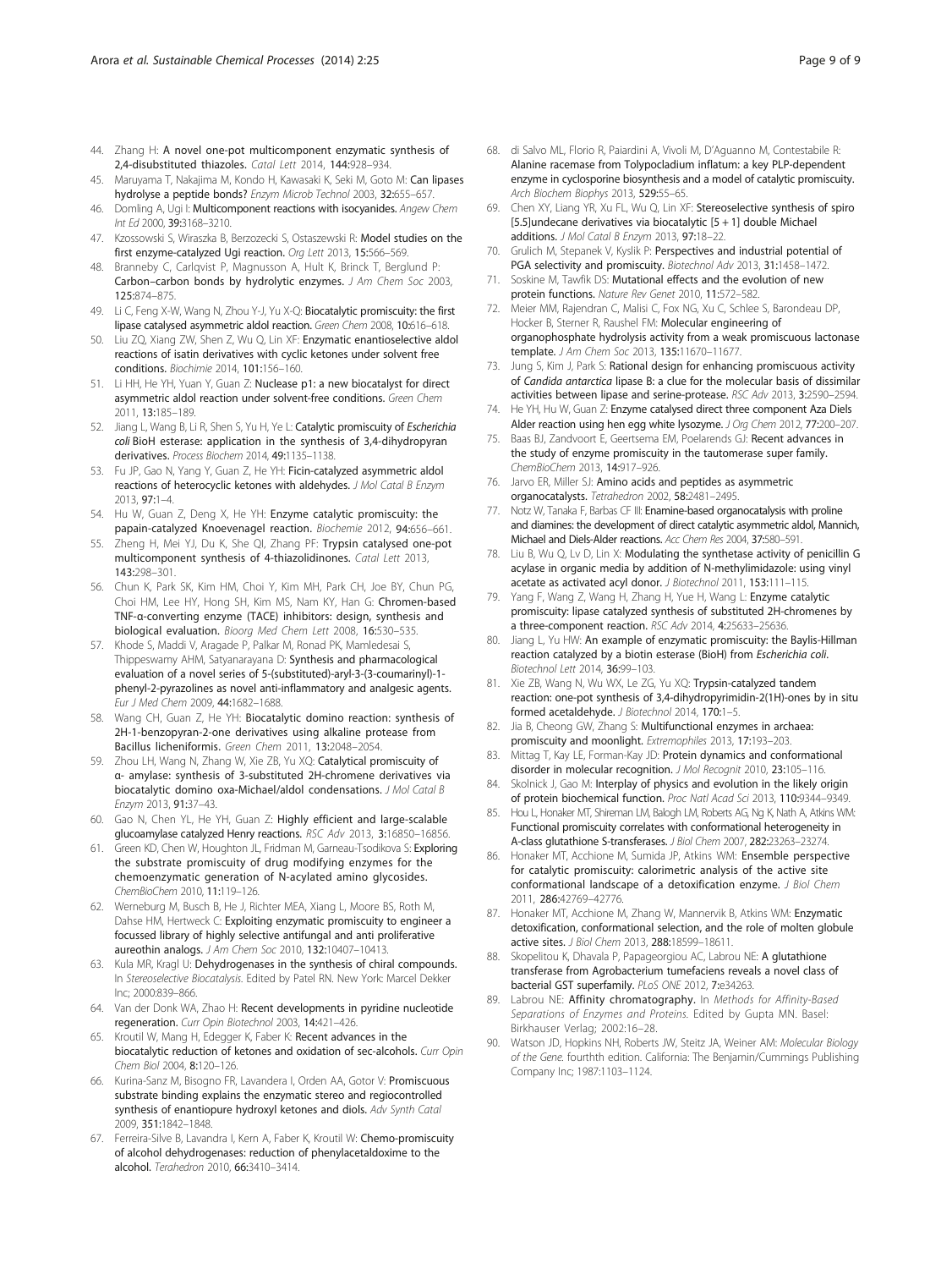44. Zhang H: **A novel one-pot multicomponent enzymatic synthesis of 2,4-disubstituted thiazoles.** *Catal Lett* 2014, **144:**928–934.
45. Maruyama T, Nakajima M, Kondo H, Kawasaki K, Seki M, Goto M: **Can lipases hydrolyse a peptide bonds?** *Enzym Microb Technol* 2003, **32:**655–657.
46. Domling A, Ugi I: **Multicomponent reactions with isocyanides.** *Angew Chem Int Ed* 2000, **39:**3168–3210.
47. Kzossowski S, Wiraszka B, Berzozecki S, Ostaszewski R: **Model studies on the first enzyme-catalyzed Ugi reaction.** *Org Lett* 2013, **15:**566–569.
48. Branneby C, Carlqvist P, Magnusson A, Hult K, Brinck T, Berglund P: **Carbon–carbon bonds by hydrolytic enzymes.** *J Am Chem Soc* 2003, **125:**874–875.
49. Li C, Feng X-W, Wang N, Zhou Y-J, Yu X-Q: **Biocatalytic promiscuity: the first lipase catalysed asymmetric aldol reaction.** *Green Chem* 2008, **10:**616–618.
50. Liu ZQ, Xiang ZW, Shen Z, Wu Q, Lin XF: **Enzymatic enantioselective aldol reactions of isatin derivatives with cyclic ketones under solvent free conditions.** *Biochimie* 2014, **101:**156–160.
51. Li HH, He YH, Yuan Y, Guan Z: **Nuclease p1: a new biocatalyst for direct asymmetric aldol reaction under solvent-free conditions.** *Green Chem* 2011, **13:**185–189.
52. Jiang L, Wang B, Li R, Shen S, Yu H, Ye L: **Catalytic promiscuity of *Escherichia coli* BioH esterase: application in the synthesis of 3,4-dihydropyran derivatives.** *Process Biochem* 2014, **49:**1135–1138.
53. Fu JP, Gao N, Yang Y, Guan Z, He YH: **Ficin-catalyzed asymmetric aldol reactions of heterocyclic ketones with aldehydes.** *J Mol Catal B Enzym* 2013, **97:**1–4.
54. Hu W, Guan Z, Deng X, He YH: **Enzyme catalytic promiscuity: the papain-catalyzed Knoevenagel reaction.** *Biochemie* 2012, **94:**656–661.
55. Zheng H, Mei YJ, Du K, She QI, Zhang PF: **Trypsin catalysed one-pot multicomponent synthesis of 4-thiazolidinones.** *Catal Lett* 2013, **143:**298–301.
56. Chun K, Park SK, Kim HM, Choi Y, Kim MH, Park CH, Joe BY, Chun PG, Choi HM, Lee HY, Hong SH, Kim MS, Nam KY, Han G: **Chromen-based TNF-α-converting enzyme (TACE) inhibitors: design, synthesis and biological evaluation.** *Bioorg Med Chem Lett* 2008, **16:**530–535.
57. Khode S, Maddi V, Aragade P, Palkar M, Ronad PK, Mamledesai S, Thippeswamy AHM, Satyanarayana D: **Synthesis and pharmacological evaluation of a novel series of 5-(substituted)-aryl-3-(3-coumarinyl)-1-phenyl-2-pyrazolines as novel anti-inflammatory and analgesic agents.** *Eur J Med Chem* 2009, **44:**1682–1688.
58. Wang CH, Guan Z, He YH: **Biocatalytic domino reaction: synthesis of 2H-1-benzopyran-2-one derivatives using alkaline protease from Bacillus licheniformis.** *Green Chem* 2011, **13:**2048–2054.
59. Zhou LH, Wang N, Zhang W, Xie ZB, Yu XQ: **Catalytical promiscuity of α- amylase: synthesis of 3-substituted 2H-chromene derivatives via biocatalytic domino oxa-Michael/aldol condensations.** *J Mol Catal B Enzym* 2013, **91:**37–43.
60. Gao N, Chen YL, He YH, Guan Z: **Highly efficient and large-scalable glucoamylase catalyzed Henry reactions.** *RSC Adv* 2013, **3:**16850–16856.
61. Green KD, Chen W, Houghton JL, Fridman M, Garneau-Tsodikova S: **Exploring the substrate promiscuity of drug modifying enzymes for the chemoenzymatic generation of N-acylated amino glycosides.** *ChemBioChem* 2010, **11:**119–126.
62. Werneburg M, Busch B, He J, Richter MEA, Xiang L, Moore BS, Roth M, Dahse HM, Hertweck C: **Exploiting enzymatic promiscuity to engineer a focussed library of highly selective antifungal and anti proliferative aureothin analogs.** *J Am Chem Soc* 2010, **132:**10407–10413.
63. Kula MR, Kragl U: **Dehydrogenases in the synthesis of chiral compounds.** In *Stereoselective Biocatalysis*. Edited by Patel RN. New York: Marcel Dekker Inc; 2000:839–866.
64. Van der Donk WA, Zhao H: **Recent developments in pyridine nucleotide regeneration.** *Curr Opin Biotechnol* 2003, **14:**421–426.
65. Kroutil W, Mang H, Edegger K, Faber K: **Recent advances in the biocatalytic reduction of ketones and oxidation of sec-alcohols.** *Curr Opin Chem Biol* 2004, **8:**120–126.
66. Kurina-Sanz M, Bisogno FR, Lavandera I, Orden AA, Gotor V: **Promiscuous substrate binding explains the enzymatic stereo and regiocontrolled synthesis of enantiopure hydroxyl ketones and diols.** *Adv Synth Catal* 2009, **351:**1842–1848.
67. Ferreira-Silve B, Lavandera I, Kern A, Faber K, Kroutil W: **Chemo-promiscuity of alcohol dehydrogenases: reduction of phenylacetaldoxime to the alcohol.** *Terahedron* 2010, **66:**3410–3414.
68. di Salvo ML, Florio R, Paiardini A, Vivoli M, D'Aguanno M, Contestabile R: **Alanine racemase from Tolypocladium inflatum: a key PLP-dependent enzyme in cyclosporine biosynthesis and a model of catalytic promiscuity.** *Arch Biochem Biophys* 2013, **529:**55–65.
69. Chen XY, Liang YR, Xu FL, Wu Q, Lin XF: **Stereoselective synthesis of spiro [5.5]undecane derivatives via biocatalytic [5 + 1] double Michael additions.** *J Mol Catal B Enzym* 2013, **97:**18–22.
70. Grulich M, Stepanek V, Kyslik P: **Perspectives and industrial potential of PGA selectivity and promiscuity.** *Biotechnol Adv* 2013, **31:**1458–1472.
71. Soskine M, Tawfik DS: **Mutational effects and the evolution of new protein functions.** *Nature Rev Genet* 2010, **11:**572–582.
72. Meier MM, Rajendran C, Malisi C, Fox NG, Xu C, Schlee S, Barondeau DP, Hocker B, Sterner R, Raushel FM: **Molecular engineering of organophosphate hydrolysis activity from a weak promiscuous lactonase template.** *J Am Chem Soc* 2013, **135:**11670–11677.
73. Jung S, Kim J, Park S: **Rational design for enhancing promiscuous activity of *Candida antarctica* lipase B: a clue for the molecular basis of dissimilar activities between lipase and serine-protease.** *RSC Adv* 2013, **3:**2590–2594.
74. He YH, Hu W, Guan Z: **Enzyme catalysed direct three component Aza Diels Alder reaction using hen egg white lysozyme.** *J Org Chem* 2012, **77:**200–207.
75. Baas BJ, Zandvoort E, Geertsema EM, Poelarends GJ: **Recent advances in the study of enzyme promiscuity in the tautomerase super family.** *ChemBioChem* 2013, **14:**917–926.
76. Jarvo ER, Miller SJ: **Amino acids and peptides as asymmetric organocatalysts.** *Tetrahedron* 2002, **58:**2481–2495.
77. Notz W, Tanaka F, Barbas CF III: **Enamine-based organocatalysis with proline and diamines: the development of direct catalytic asymmetric aldol, Mannich, Michael and Diels-Alder reactions.** *Acc Chem Res* 2004, **37:**580–591.
78. Liu B, Wu Q, Lv D, Lin X: **Modulating the synthetase activity of penicillin G acylase in organic media by addition of N-methylimidazole: using vinyl acetate as activated acyl donor.** *J Biotechnol* 2011, **153:**111–115.
79. Yang F, Wang Z, Wang H, Zhang H, Yue H, Wang L: **Enzyme catalytic promiscuity: lipase catalyzed synthesis of substituted 2H-chromenes by a three-component reaction.** *RSC Adv* 2014, **4:**25633–25636.
80. Jiang L, Yu HW: **An example of enzymatic promiscuity: the Baylis-Hillman reaction catalyzed by a biotin esterase (BioH) from *Escherichia coli*.** *Biotechnol Lett* 2014, **36:**99–103.
81. Xie ZB, Wang N, Wu WX, Le ZG, Yu XQ: **Trypsin-catalyzed tandem reaction: one-pot synthesis of 3,4-dihydropyrimidin-2(1H)-ones by in situ formed acetaldehyde.** *J Biotechnol* 2014, **170:**1–5.
82. Jia B, Cheong GW, Zhang S: **Multifunctional enzymes in archaea: promiscuity and moonlight.** *Extremophiles* 2013, **17:**193–203.
83. Mittag T, Kay LE, Forman-Kay JD: **Protein dynamics and conformational disorder in molecular recognition.** *J Mol Recognit* 2010, **23:**105–116.
84. Skolnick J, Gao M: **Interplay of physics and evolution in the likely origin of protein biochemical function.** *Proc Natl Acad Sci* 2013, **110:**9344–9349.
85. Hou L, Honaker MT, Shireman LM, Balogh LM, Roberts AG, Ng K, Nath A, Atkins WM: **Functional promiscuity correlates with conformational heterogeneity in A-class glutathione S-transferases.** *J Biol Chem* 2007, **282:**23263–23274.
86. Honaker MT, Acchione M, Sumida JP, Atkins WM: **Ensemble perspective for catalytic promiscuity: calorimetric analysis of the active site conformational landscape of a detoxification enzyme.** *J Biol Chem* 2011, **286:**42769–42776.
87. Honaker MT, Acchione M, Zhang W, Mannervik B, Atkins WM: **Enzymatic detoxification, conformational selection, and the role of molten globule active sites.** *J Biol Chem* 2013, **288:**18599–18611.
88. Skopelitou K, Dhavala P, Papageorgiou AC, Labrou NE: **A glutathione transferase from Agrobacterium tumefaciens reveals a novel class of bacterial GST superfamily.** *PLoS ONE* 2012, **7:**e34263.
89. Labrou NE: **Affinity chromatography.** In *Methods for Affinity-Based Separations of Enzymes and Proteins*. Edited by Gupta MN. Basel: Birkhauser Verlag; 2002:16–28.
90. Watson JD, Hopkins NH, Roberts JW, Steitz JA, Weiner AM: *Molecular Biology of the Gene*. fourthth edition. California: The Benjamin/Cummings Publishing Company Inc; 1987:1103–1124.